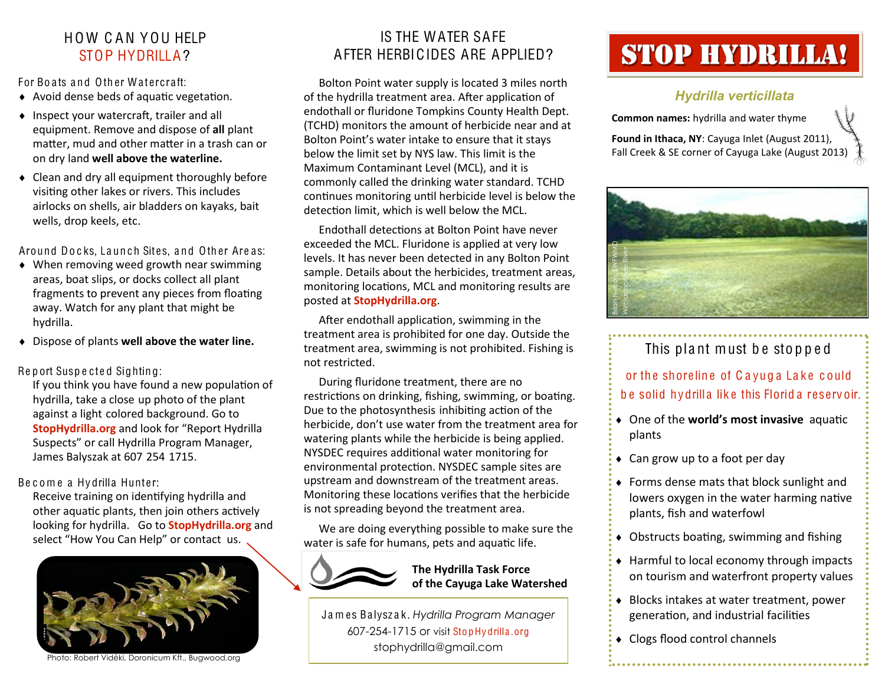## HOW CAN YOU HELP STOP HYDRILLA?

**For Boats and Other Watercraft:**

- Avoid dense beds of aquatic vegetation.
- Inspect your watercraft, trailer and all equipment. Remove and dispose of **all** plant matter, mud and other matter in a trash can or on dry land **well above the waterline.**
- Clean and dry all equipment thoroughly before visiting other lakes or rivers. This includes airlocks on shells, air bladders on kayaks, bait wells, drop keels, etc.

**Around Docks, Launch Sites, and Other Areas:**

- When removing weed growth near swimming areas, boat slips, or docks collect all plant fragments to prevent any pieces from floating away. Watch for any plant that might be hydrilla.
- Dispose of plants **well above the water line.**

**Report Suspected Sighting:**

If you think you have found a new population of hydrilla, take a close up photo of the plant against a light colored background. Go to **StopHydrilla.org** and look for "Report Hydrilla Suspects" or call Hydrilla Program Manager, James Balyszak at 607 254 1715.

**Become a Hydrilla Hunter:**

Receive training on identifying hydrilla and other aquatic plants, then join others actively looking for hydrilla. Go to **StopHydrilla.org** and select "How You Can Help" or contact us.

Photo: Robert Vidéki, Doronicum Kft., Bugwood.org

## IS THE WATER SAFE AFTER HERBICIDES ARE APPLIED?

Bolton Point water supply is located 3 miles north of the hydrilla treatment area. After application of endothall or fluridone Tompkins County Health Dept. (TCHD) monitors the amount of herbicide near and at Bolton Point's water intake to ensure that it stays below the limit set by NYS law. This limit is the Maximum Contaminant Level (MCL), and it is commonly called the drinking water standard. TCHD continues monitoring until herbicide level is below the detection limit, which is well below the MCL.

Endothall detections at Bolton Point have never exceeded the MCL. Fluridone is applied at very low levels. It has never been detected in any Bolton Point sample. Details about the herbicides, treatment areas, monitoring locations, MCL and monitoring results are posted at **StopHydrilla.org**.

After endothall application, swimming in the treatment area is prohibited for one day. Outside the treatment area, swimming is not prohibited. Fishing is not restricted.

During fluridone treatment, there are no restrictions on drinking, fishing, swimming, or boating. Due to the photosynthesis inhibiting action of the herbicide, don't use water from the treatment area for watering plants while the herbicide is being applied. NYSDEC requires additional water monitoring for environmental protection. NYSDEC sample sites are upstream and downstream of the treatment areas. Monitoring these locations verifies that the herbicide is not spreading beyond the treatment area.

We are doing everything possible to make sure the water is safe for humans, pets and aquatic life.

**The Hydrilla Task Force of the Cayuga Lake Watershed**

James Balyszak, *Hydrilla Program Manager*
607-254-1715 or visit StopHydrilla.org
stophydrilla@gmail.com

# STOP HYDRILLA!

### *Hydrilla verticillata*

**Common names:** hydrilla and water thyme

**Found in Ithaca, NY**: Cayuga Inlet (August 2011), Fall Creek & SE corner of Cayuga Lake (August 2013)

Brian Nelson, SWFWMD Withlacoochee River

### This plant must be stopped

or the shoreline of Cayuga Lake could be solid hydrilla like this Florida reservoir.

- One of the **world's most invasive** aquatic plants
- Can grow up to a foot per day
- Forms dense mats that block sunlight and lowers oxygen in the water harming native plants, fish and waterfowl
- Obstructs boating, swimming and fishing
- Harmful to local economy through impacts on tourism and waterfront property values
- Blocks intakes at water treatment, power generation, and industrial facilities
- Clogs flood control channels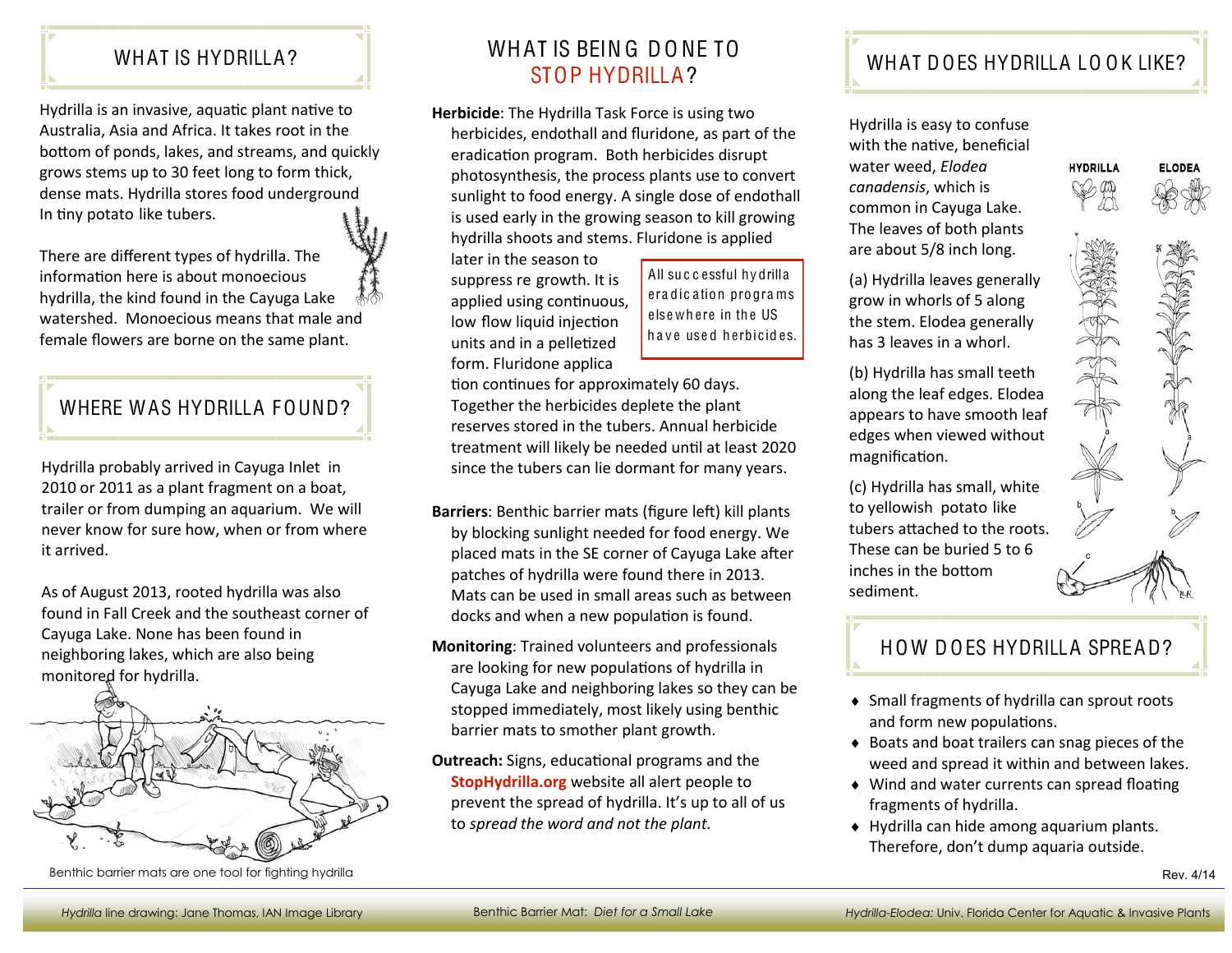## WHAT IS HYDRILLA?

Hydrilla is an invasive, aquatic plant native to Australia, Asia and Africa. It takes root in the bottom of ponds, lakes, and streams, and quickly grows stems up to 30 feet long to form thick, dense mats. Hydrilla stores food underground In tiny potato like tubers.

There are different types of hydrilla. The information here is about monoecious hydrilla, the kind found in the Cayuga Lake watershed. Monoecious means that male and female flowers are borne on the same plant.

## WHERE WAS HYDRILLA FOUND?

Hydrilla probably arrived in Cayuga Inlet in 2010 or 2011 as a plant fragment on a boat, trailer or from dumping an aquarium. We will never know for sure how, when or from where it arrived.

As of August 2013, rooted hydrilla was also found in Fall Creek and the southeast corner of Cayuga Lake. None has been found in neighboring lakes, which are also being monitored for hydrilla.

Benthic barrier mats are one tool for fighting hydrilla

## WHAT IS BEING DONE TO STOP HYDRILLA?

**Herbicide**: The Hydrilla Task Force is using two herbicides, endothall and fluridone, as part of the eradication program. Both herbicides disrupt photosynthesis, the process plants use to convert sunlight to food energy. A single dose of endothall is used early in the growing season to kill growing hydrilla shoots and stems. Fluridone is applied later in the season to suppress re growth. It is applied using continuous, low flow liquid injection units and in a pelletized form. Fluridone application continues for approximately 60 days. Together the herbicides deplete the plant reserves stored in the tubers. Annual herbicide treatment will likely be needed until at least 2020 since the tubers can lie dormant for many years.

> All successful hydrilla eradication programs elsewhere in the US have used herbicides.

**Barriers**: Benthic barrier mats (figure left) kill plants by blocking sunlight needed for food energy. We placed mats in the SE corner of Cayuga Lake after patches of hydrilla were found there in 2013. Mats can be used in small areas such as between docks and when a new population is found.

**Monitoring**: Trained volunteers and professionals are looking for new populations of hydrilla in Cayuga Lake and neighboring lakes so they can be stopped immediately, most likely using benthic barrier mats to smother plant growth.

**Outreach:** Signs, educational programs and the **StopHydrilla.org** website all alert people to prevent the spread of hydrilla. It's up to all of us to *spread the word and not the plant.*

## WHAT DOES HYDRILLA LOOK LIKE?

Hydrilla is easy to confuse with the native, beneficial water weed, *Elodea canadensis*, which is common in Cayuga Lake. The leaves of both plants are about 5/8 inch long.

(a) Hydrilla leaves generally grow in whorls of 5 along the stem. Elodea generally has 3 leaves in a whorl.

(b) Hydrilla has small teeth along the leaf edges. Elodea appears to have smooth leaf edges when viewed without magnification.

(c) Hydrilla has small, white to yellowish potato like tubers attached to the roots. These can be buried 5 to 6 inches in the bottom sediment.

HYDRILLA ELODEA

## HOW DOES HYDRILLA SPREAD?

- Small fragments of hydrilla can sprout roots and form new populations.
- Boats and boat trailers can snag pieces of the weed and spread it within and between lakes.
- Wind and water currents can spread floating fragments of hydrilla.
- Hydrilla can hide among aquarium plants. Therefore, don't dump aquaria outside.

Rev. 4/14

*Hydrilla* line drawing: Jane Thomas, IAN Image Library

Benthic Barrier Mat: *Diet for a Small Lake*

*Hydrilla-Elodea:* Univ. Florida Center for Aquatic & Invasive Plants